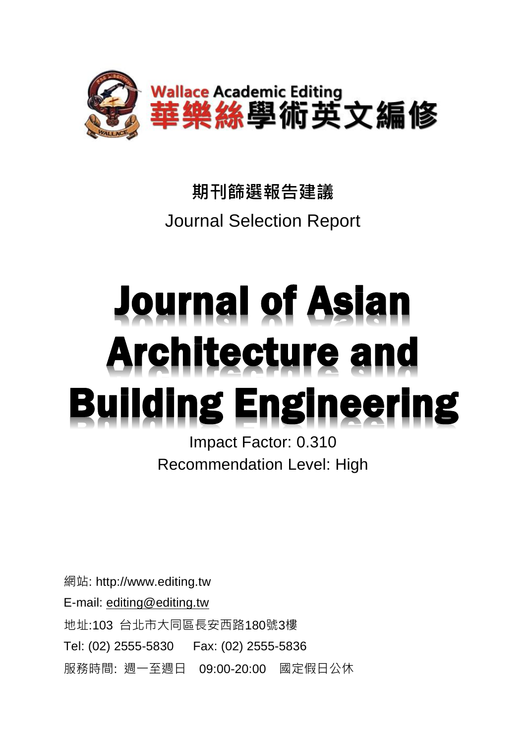Wallace Academic Editing
華樂絲學術英文編修

**期刊篩選報告建議**

Journal Selection Report

# Journal of Asian Architecture and Building Engineering

Impact Factor: 0.310

Recommendation Level: High

網站: http://www.editing.tw

E-mail: editing@editing.tw

地址:103 台北市大同區長安西路180號3樓

Tel: (02) 2555-5830 Fax: (02) 2555-5836

服務時間: 週一至週日 09:00-20:00 國定假日公休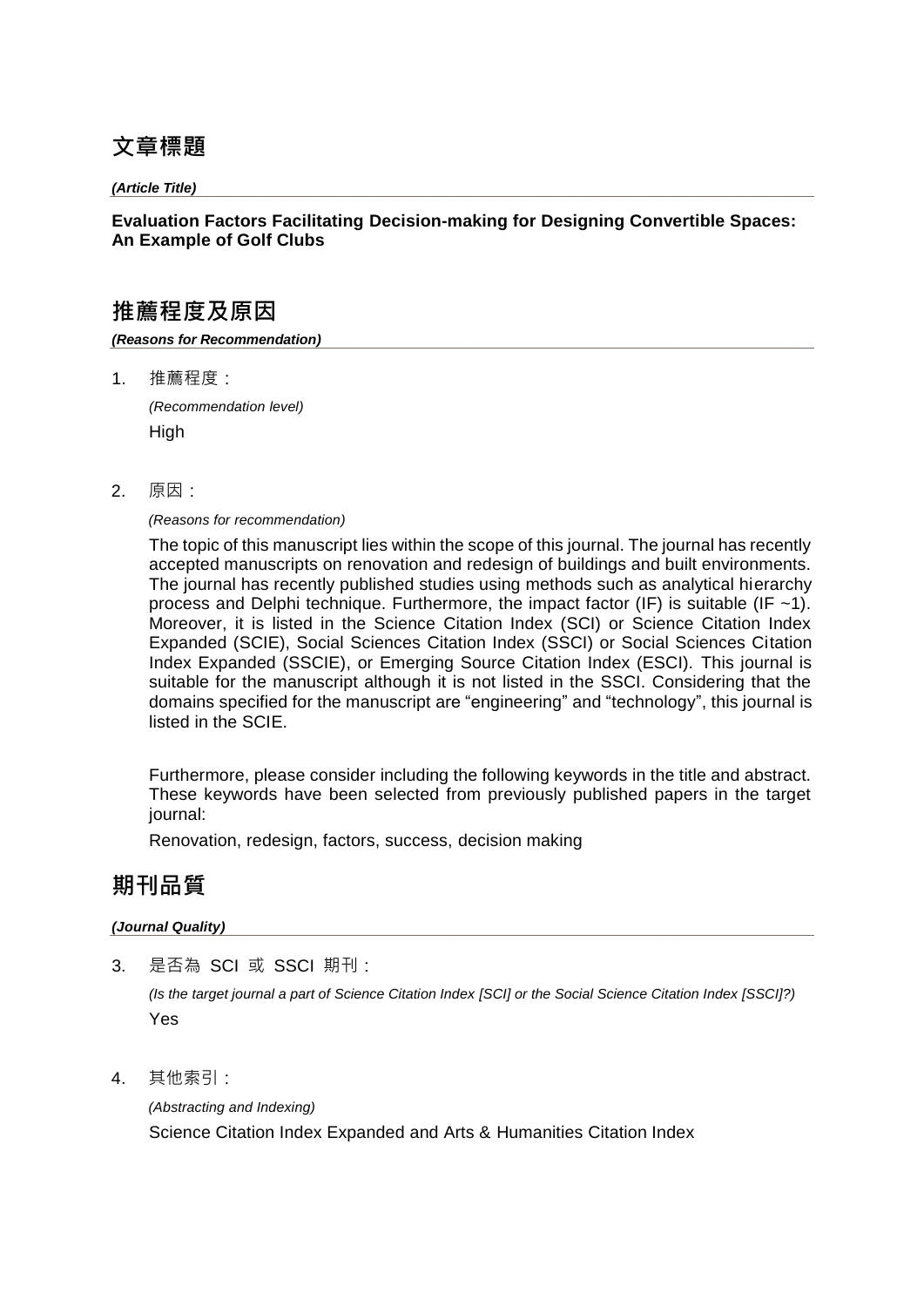## 文章標題

***(Article Title)***

**Evaluation Factors Facilitating Decision-making for Designing Convertible Spaces: An Example of Golf Clubs**

## 推薦程度及原因

***(Reasons for Recommendation)***

1. 推薦程度：

   *(Recommendation level)*

   High

2. 原因：

   *(Reasons for recommendation)*

   The topic of this manuscript lies within the scope of this journal. The journal has recently accepted manuscripts on renovation and redesign of buildings and built environments. The journal has recently published studies using methods such as analytical hierarchy process and Delphi technique. Furthermore, the impact factor (IF) is suitable (IF ~1). Moreover, it is listed in the Science Citation Index (SCI) or Science Citation Index Expanded (SCIE), Social Sciences Citation Index (SSCI) or Social Sciences Citation Index Expanded (SSCIE), or Emerging Source Citation Index (ESCI). This journal is suitable for the manuscript although it is not listed in the SSCI. Considering that the domains specified for the manuscript are "engineering" and "technology", this journal is listed in the SCIE.

   Furthermore, please consider including the following keywords in the title and abstract. These keywords have been selected from previously published papers in the target journal:

   Renovation, redesign, factors, success, decision making

## 期刊品質

***(Journal Quality)***

3. 是否為 SCI 或 SSCI 期刊：

   *(Is the target journal a part of Science Citation Index [SCI] or the Social Science Citation Index [SSCI]?)*

   Yes

4. 其他索引：

   *(Abstracting and Indexing)*

   Science Citation Index Expanded and Arts & Humanities Citation Index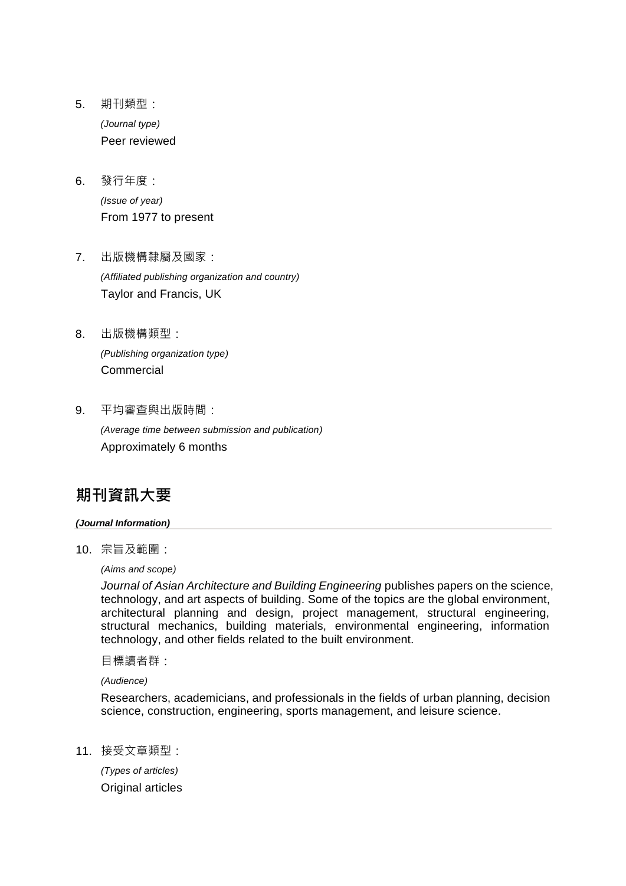5. 期刊類型：

   *(Journal type)*

   Peer reviewed

6. 發行年度：

   *(Issue of year)*

   From 1977 to present

7. 出版機構隸屬及國家：

   *(Affiliated publishing organization and country)*

   Taylor and Francis, UK

8. 出版機構類型：

   *(Publishing organization type)*

   Commercial

9. 平均審查與出版時間：

   *(Average time between submission and publication)*

   Approximately 6 months

## 期刊資訊大要

***(Journal Information)***

10. 宗旨及範圍：

    *(Aims and scope)*

    *Journal of Asian Architecture and Building Engineering* publishes papers on the science, technology, and art aspects of building. Some of the topics are the global environment, architectural planning and design, project management, structural engineering, structural mechanics, building materials, environmental engineering, information technology, and other fields related to the built environment.

    目標讀者群：

    *(Audience)*

    Researchers, academicians, and professionals in the fields of urban planning, decision science, construction, engineering, sports management, and leisure science.

11. 接受文章類型：

    *(Types of articles)*

    Original articles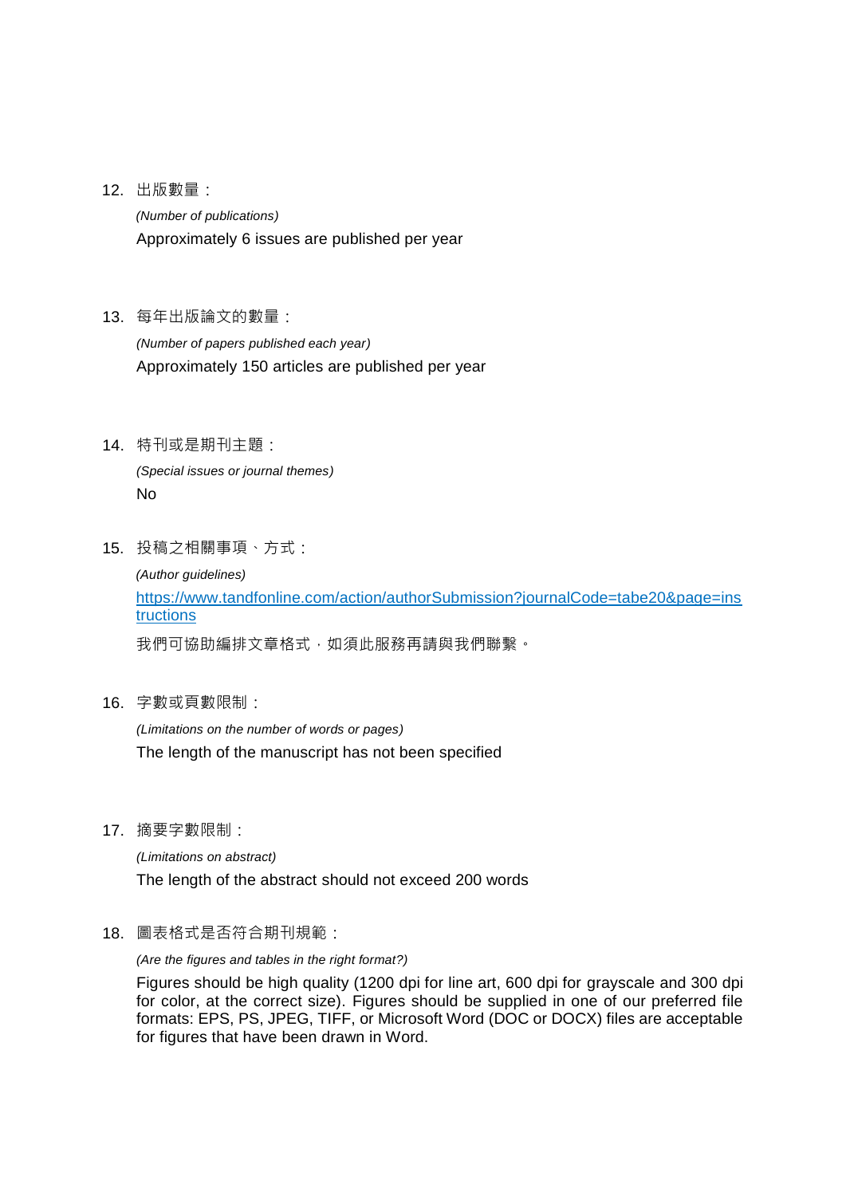12. 出版數量：

    *(Number of publications)*

    Approximately 6 issues are published per year

13. 每年出版論文的數量：

    *(Number of papers published each year)*

    Approximately 150 articles are published per year

14. 特刊或是期刊主題：

    *(Special issues or journal themes)*

    No

15. 投稿之相關事項、方式：

    *(Author guidelines)*

    [https://www.tandfonline.com/action/authorSubmission?journalCode=tabe20&page=instructions](https://www.tandfonline.com/action/authorSubmission?journalCode=tabe20&page=instructions)

    我們可協助編排文章格式，如須此服務再請與我們聯繫。

16. 字數或頁數限制：

    *(Limitations on the number of words or pages)*

    The length of the manuscript has not been specified

17. 摘要字數限制：

    *(Limitations on abstract)*

    The length of the abstract should not exceed 200 words

18. 圖表格式是否符合期刊規範：

    *(Are the figures and tables in the right format?)*

    Figures should be high quality (1200 dpi for line art, 600 dpi for grayscale and 300 dpi for color, at the correct size). Figures should be supplied in one of our preferred file formats: EPS, PS, JPEG, TIFF, or Microsoft Word (DOC or DOCX) files are acceptable for figures that have been drawn in Word.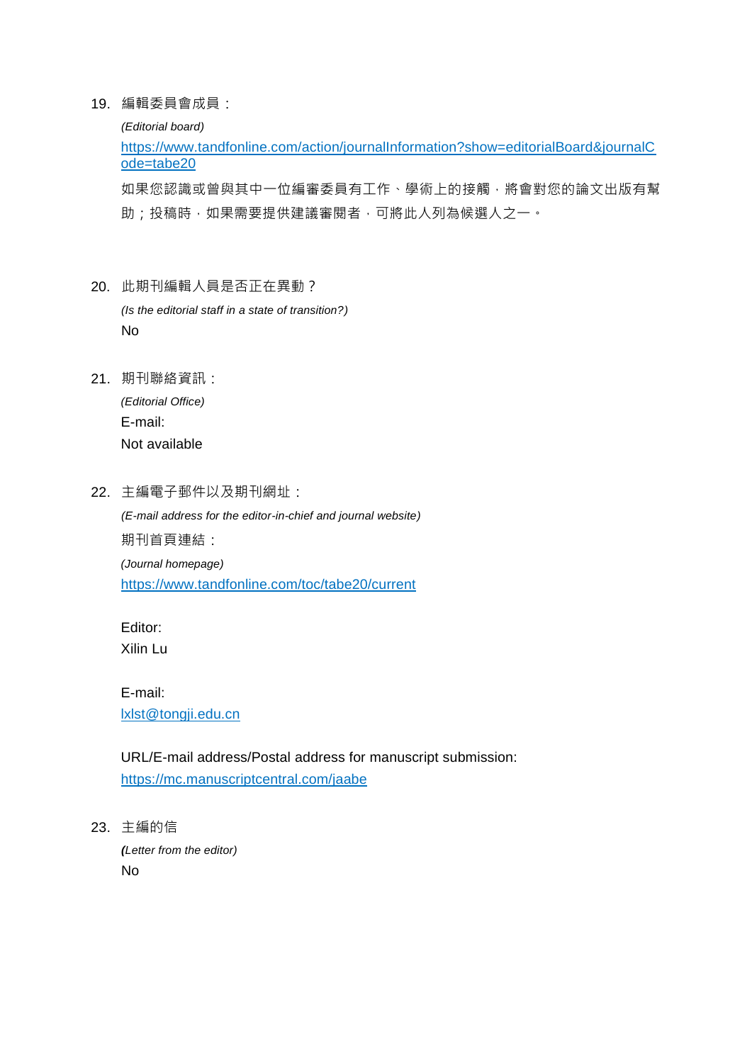19. 編輯委員會成員：

    *(Editorial board)*

    https://www.tandfonline.com/action/journalInformation?show=editorialBoard&journalCode=tabe20

    如果您認識或曾與其中一位編審委員有工作、學術上的接觸，將會對您的論文出版有幫助；投稿時，如果需要提供建議審閱者，可將此人列為候選人之一。

20. 此期刊編輯人員是否正在異動？

    *(Is the editorial staff in a state of transition?)*

    No

21. 期刊聯絡資訊：

    *(Editorial Office)*

    E-mail:

    Not available

22. 主編電子郵件以及期刊網址：

    *(E-mail address for the editor-in-chief and journal website)*

    期刊首頁連結：

    *(Journal homepage)*

    https://www.tandfonline.com/toc/tabe20/current

    Editor:

    Xilin Lu

    E-mail:

    lxlst@tongji.edu.cn

    URL/E-mail address/Postal address for manuscript submission:

    https://mc.manuscriptcentral.com/jaabe

23. 主編的信

    ***(****Letter from the editor)*

    No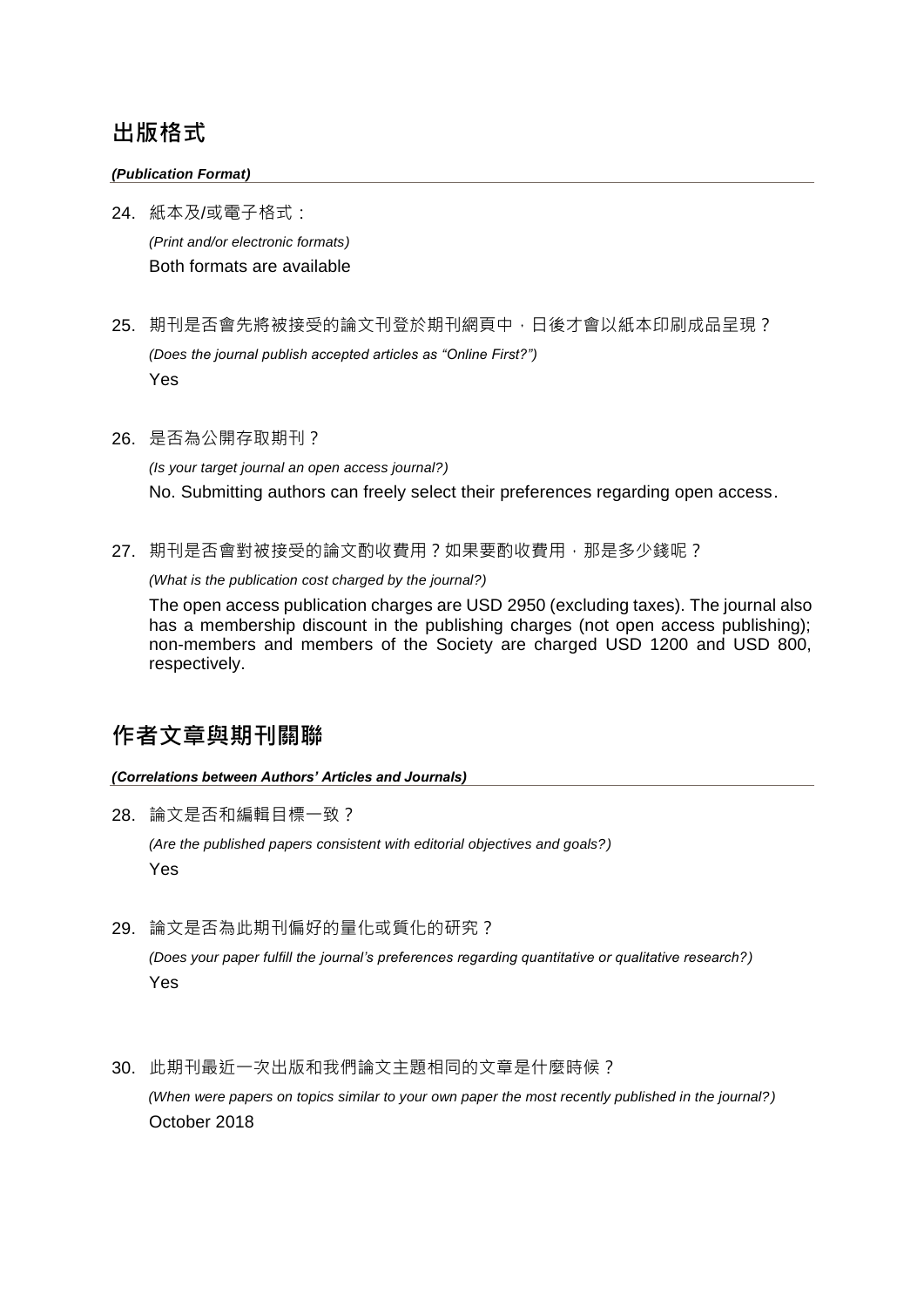## 出版格式

***(Publication Format)***

24. 紙本及/或電子格式：

    *(Print and/or electronic formats)*

    Both formats are available

25. 期刊是否會先將被接受的論文刊登於期刊網頁中，日後才會以紙本印刷成品呈現？

    *(Does the journal publish accepted articles as "Online First?")*

    Yes

26. 是否為公開存取期刊？

    *(Is your target journal an open access journal?)*

    No. Submitting authors can freely select their preferences regarding open access.

27. 期刊是否會對被接受的論文酌收費用？如果要酌收費用，那是多少錢呢？

    *(What is the publication cost charged by the journal?)*

    The open access publication charges are USD 2950 (excluding taxes). The journal also has a membership discount in the publishing charges (not open access publishing); non-members and members of the Society are charged USD 1200 and USD 800, respectively.

## 作者文章與期刊關聯

***(Correlations between Authors' Articles and Journals)***

28. 論文是否和編輯目標一致？

    *(Are the published papers consistent with editorial objectives and goals?)*

    Yes

29. 論文是否為此期刊偏好的量化或質化的研究？

    *(Does your paper fulfill the journal's preferences regarding quantitative or qualitative research?)*

    Yes

30. 此期刊最近一次出版和我們論文主題相同的文章是什麼時候？

    *(When were papers on topics similar to your own paper the most recently published in the journal?)*

    October 2018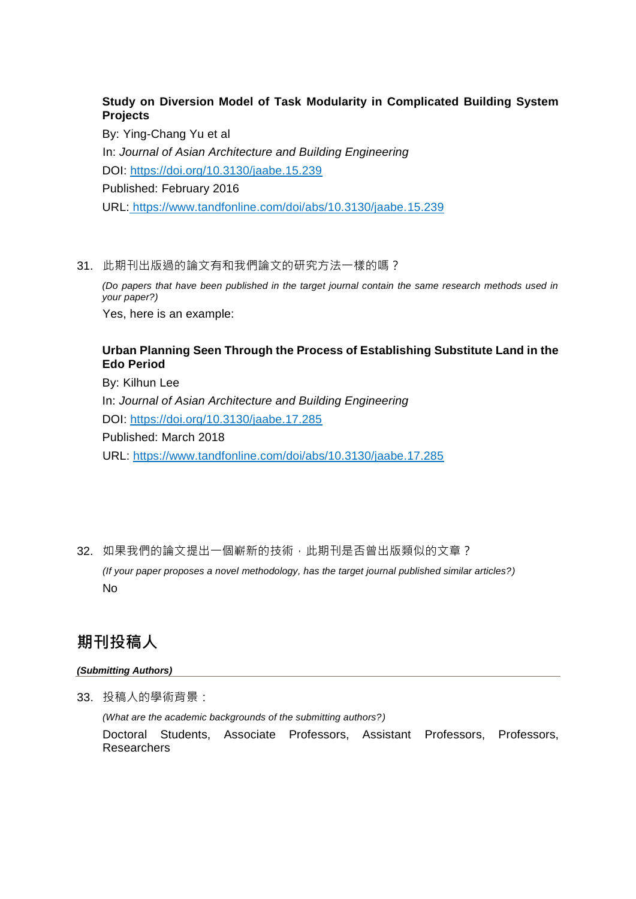**Study on Diversion Model of Task Modularity in Complicated Building System Projects**

By: Ying-Chang Yu et al

In: *Journal of Asian Architecture and Building Engineering*

DOI: [https://doi.org/10.3130/jaabe.15.239](https://doi.org/10.3130/jaabe.15.239)

Published: February 2016

URL: [https://www.tandfonline.com/doi/abs/10.3130/jaabe.15.239](https://www.tandfonline.com/doi/abs/10.3130/jaabe.15.239)

31. 此期刊出版過的論文有和我們論文的研究方法一樣的嗎？

    *(Do papers that have been published in the target journal contain the same research methods used in your paper?)*

    Yes, here is an example:

    **Urban Planning Seen Through the Process of Establishing Substitute Land in the Edo Period**

    By: Kilhun Lee

    In: *Journal of Asian Architecture and Building Engineering*

    DOI: [https://doi.org/10.3130/jaabe.17.285](https://doi.org/10.3130/jaabe.17.285)

    Published: March 2018

    URL: [https://www.tandfonline.com/doi/abs/10.3130/jaabe.17.285](https://www.tandfonline.com/doi/abs/10.3130/jaabe.17.285)

32. 如果我們的論文提出一個嶄新的技術，此期刊是否曾出版類似的文章？

    *(If your paper proposes a novel methodology, has the target journal published similar articles?)*

    No

## 期刊投稿人

***(Submitting Authors)***

33. 投稿人的學術背景：

    *(What are the academic backgrounds of the submitting authors?)*

    Doctoral Students, Associate Professors, Assistant Professors, Professors, Researchers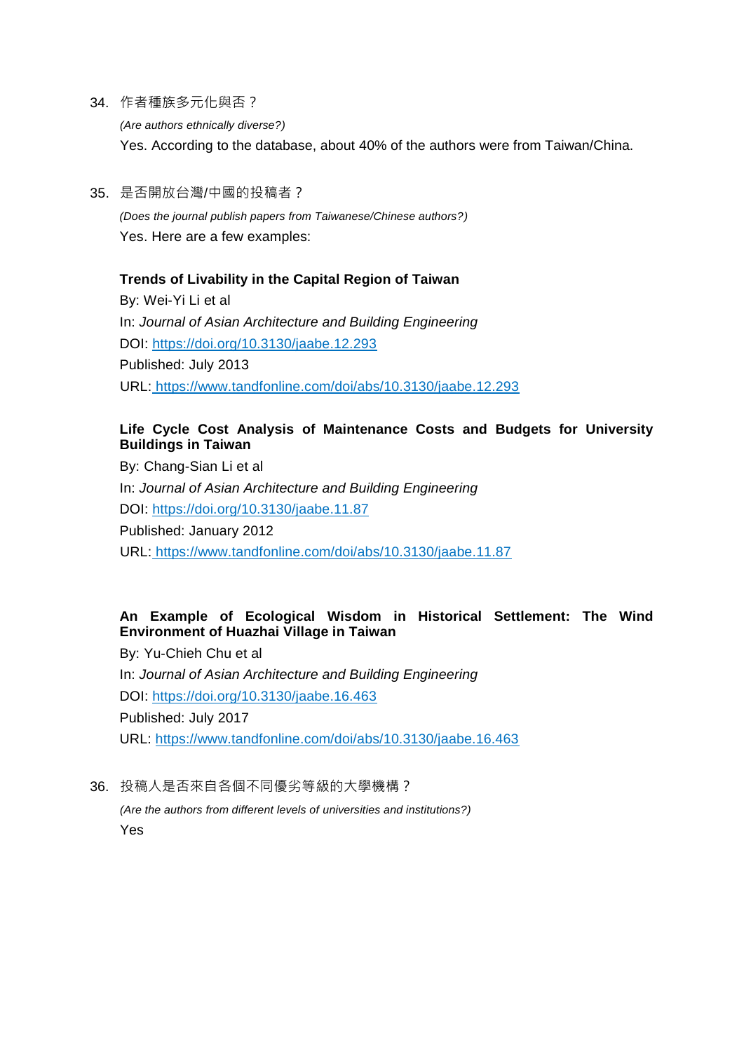34. 作者種族多元化與否？

    *(Are authors ethnically diverse?)*

    Yes. According to the database, about 40% of the authors were from Taiwan/China.

35. 是否開放台灣/中國的投稿者？

    *(Does the journal publish papers from Taiwanese/Chinese authors?)*

    Yes. Here are a few examples:

    **Trends of Livability in the Capital Region of Taiwan**
    By: Wei-Yi Li et al
    In: *Journal of Asian Architecture and Building Engineering*
    DOI: https://doi.org/10.3130/jaabe.12.293
    Published: July 2013
    URL: https://www.tandfonline.com/doi/abs/10.3130/jaabe.12.293

    **Life Cycle Cost Analysis of Maintenance Costs and Budgets for University Buildings in Taiwan**
    By: Chang-Sian Li et al
    In: *Journal of Asian Architecture and Building Engineering*
    DOI: https://doi.org/10.3130/jaabe.11.87
    Published: January 2012
    URL: https://www.tandfonline.com/doi/abs/10.3130/jaabe.11.87

    **An Example of Ecological Wisdom in Historical Settlement: The Wind Environment of Huazhai Village in Taiwan**
    By: Yu-Chieh Chu et al
    In: *Journal of Asian Architecture and Building Engineering*
    DOI: https://doi.org/10.3130/jaabe.16.463
    Published: July 2017
    URL: https://www.tandfonline.com/doi/abs/10.3130/jaabe.16.463

36. 投稿人是否來自各個不同優劣等級的大學機構？

    *(Are the authors from different levels of universities and institutions?)*

    Yes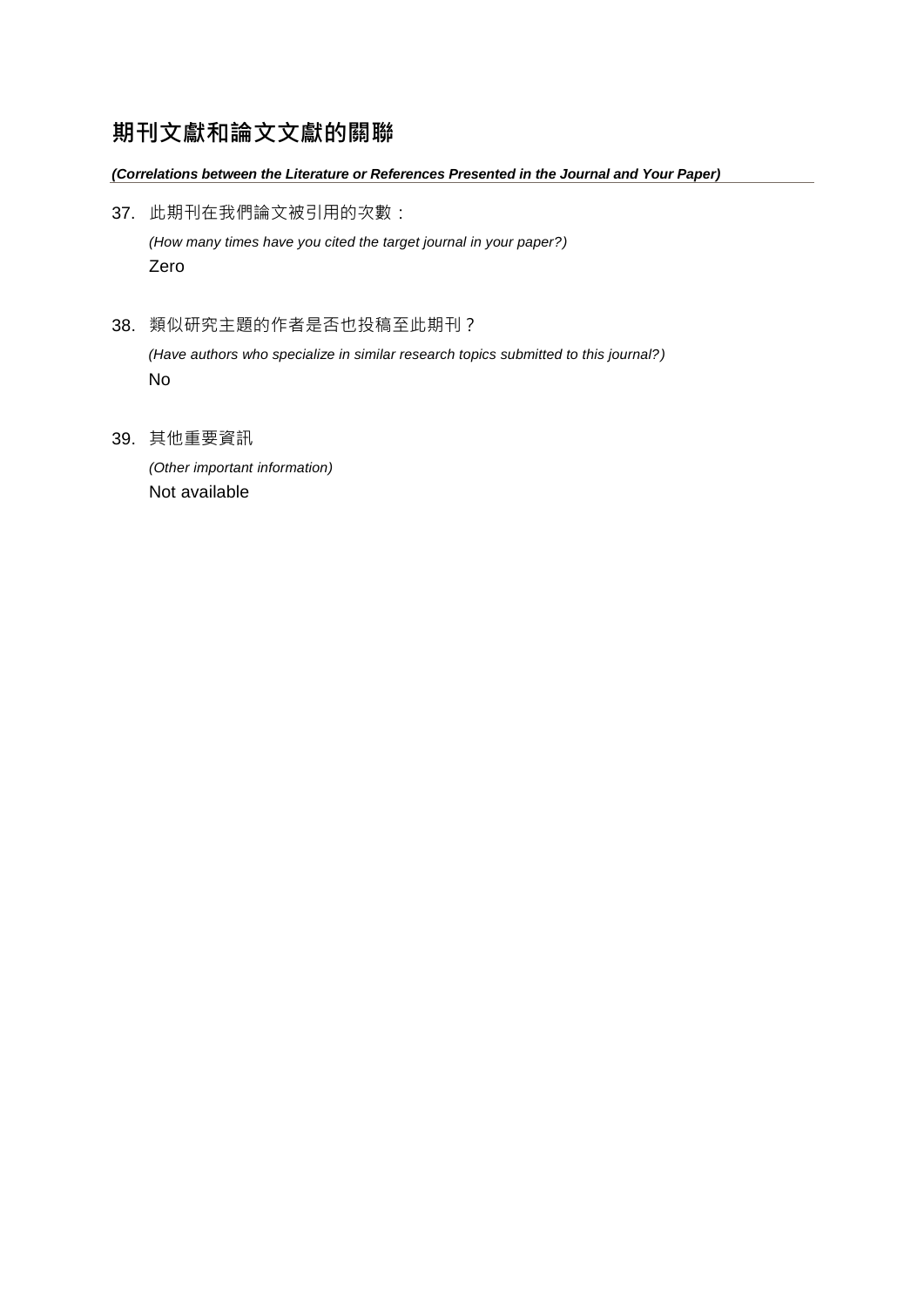## 期刊文獻和論文文獻的關聯

***(Correlations between the Literature or References Presented in the Journal and Your Paper)***

37. 此期刊在我們論文被引用的次數：

    *(How many times have you cited the target journal in your paper?)*

    Zero

38. 類似研究主題的作者是否也投稿至此期刊？

    *(Have authors who specialize in similar research topics submitted to this journal?)*

    No

39. 其他重要資訊

    *(Other important information)*

    Not available